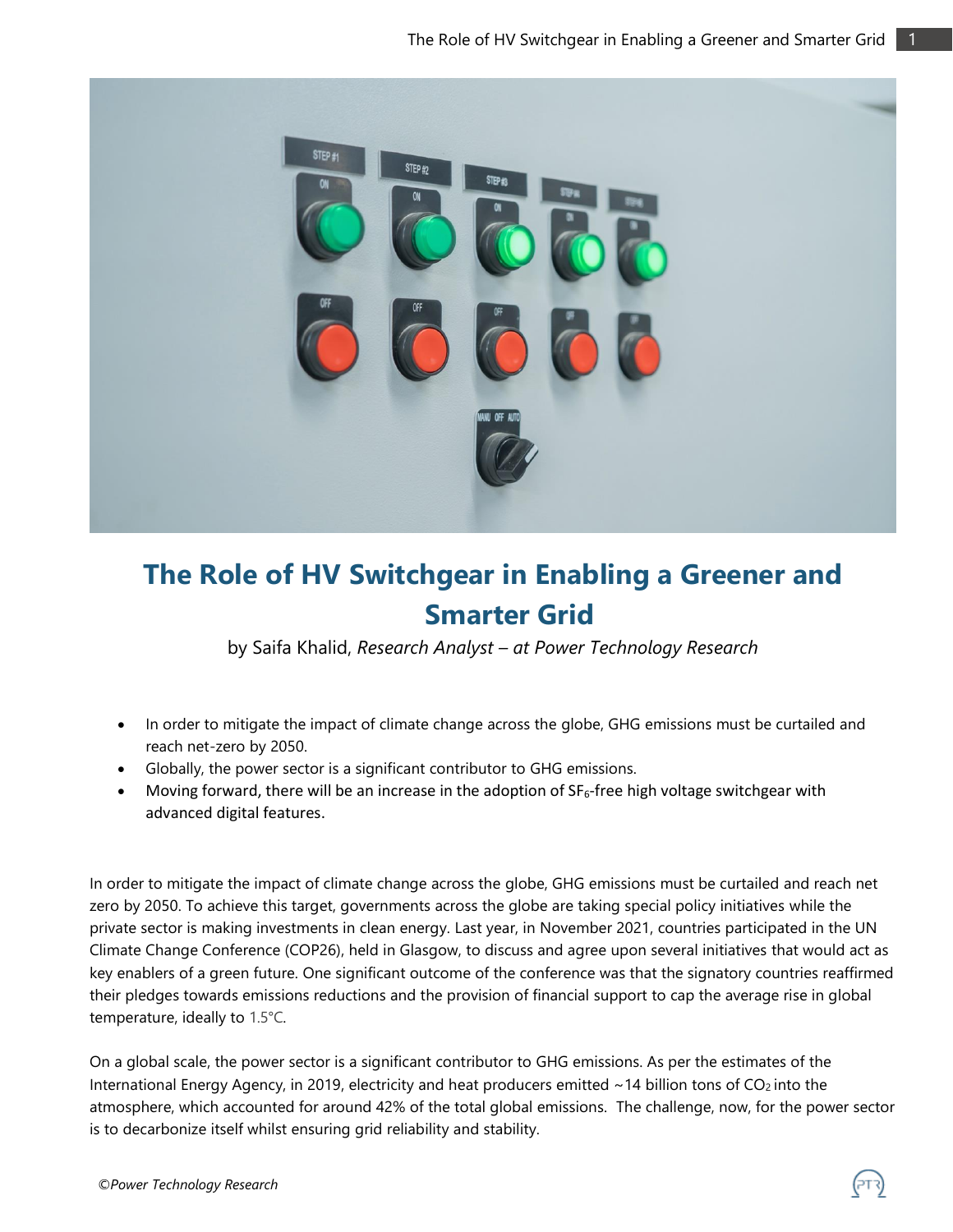# The Role of HV Switchgear in Enabling a Greener and Smarter Grid

by Saifa Khalid, *Research Analyst – at Power Technology Research*

- In order to mitigate the impact of climate change across the globe, GHG emissions must be curtailed and reach net-zero by 2050.
- Globally, the power sector is a significant contributor to GHG emissions.
- Moving forward, there will be an increase in the adoption of $SF_6$-free high voltage switchgear with advanced digital features.

In order to mitigate the impact of climate change across the globe, GHG emissions must be curtailed and reach net zero by 2050. To achieve this target, governments across the globe are taking special policy initiatives while the private sector is making investments in clean energy. Last year, in November 2021, countries participated in the UN Climate Change Conference (COP26), held in Glasgow, to discuss and agree upon several initiatives that would act as key enablers of a green future. One significant outcome of the conference was that the signatory countries reaffirmed their pledges towards emissions reductions and the provision of financial support to cap the average rise in global temperature, ideally to 1.5°C.

On a global scale, the power sector is a significant contributor to GHG emissions. As per the estimates of the International Energy Agency, in 2019, electricity and heat producers emitted ~14 billion tons of $CO_2$ into the atmosphere, which accounted for around 42% of the total global emissions. The challenge, now, for the power sector is to decarbonize itself whilst ensuring grid reliability and stability.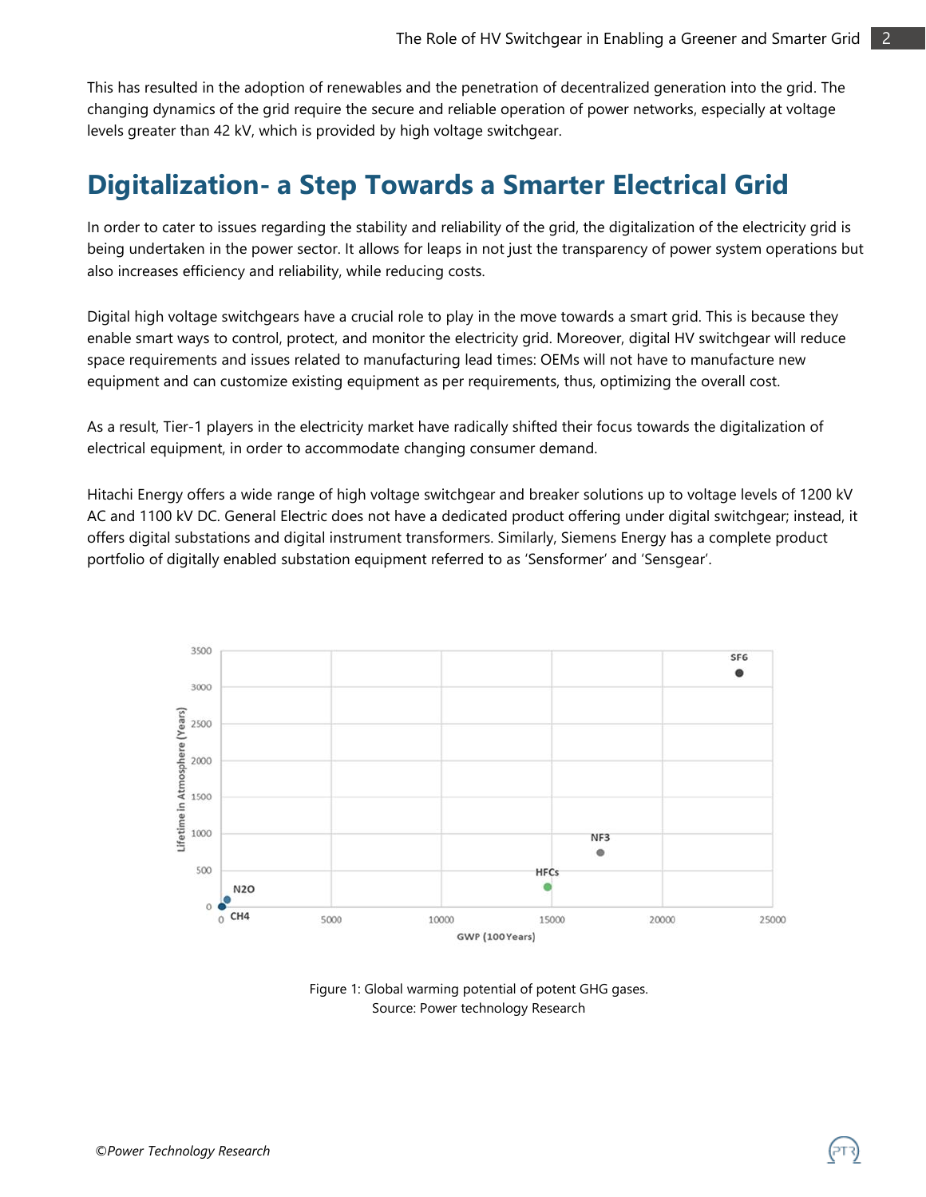This has resulted in the adoption of renewables and the penetration of decentralized generation into the grid. The changing dynamics of the grid require the secure and reliable operation of power networks, especially at voltage levels greater than 42 kV, which is provided by high voltage switchgear.

## Digitalization- a Step Towards a Smarter Electrical Grid

In order to cater to issues regarding the stability and reliability of the grid, the digitalization of the electricity grid is being undertaken in the power sector. It allows for leaps in not just the transparency of power system operations but also increases efficiency and reliability, while reducing costs.

Digital high voltage switchgears have a crucial role to play in the move towards a smart grid. This is because they enable smart ways to control, protect, and monitor the electricity grid. Moreover, digital HV switchgear will reduce space requirements and issues related to manufacturing lead times: OEMs will not have to manufacture new equipment and can customize existing equipment as per requirements, thus, optimizing the overall cost.

As a result, Tier-1 players in the electricity market have radically shifted their focus towards the digitalization of electrical equipment, in order to accommodate changing consumer demand.

Hitachi Energy offers a wide range of high voltage switchgear and breaker solutions up to voltage levels of 1200 kV AC and 1100 kV DC. General Electric does not have a dedicated product offering under digital switchgear; instead, it offers digital substations and digital instrument transformers. Similarly, Siemens Energy has a complete product portfolio of digitally enabled substation equipment referred to as 'Sensformer' and 'Sensgear'.

Figure 1: Global warming potential of potent GHG gases.
Source: Power technology Research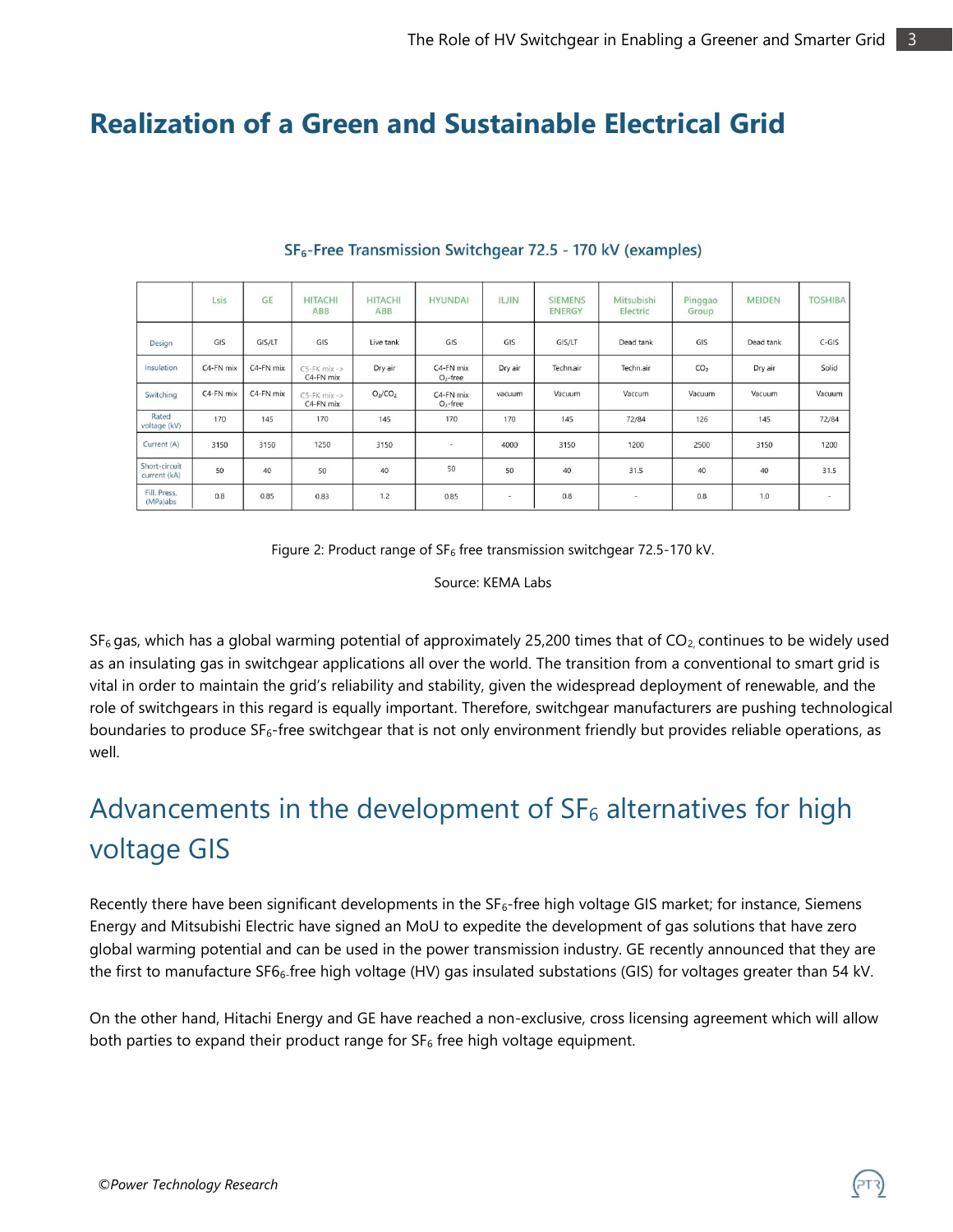# Realization of a Green and Sustainable Electrical Grid

**$SF_6$-Free Transmission Switchgear 72.5 - 170 kV (examples)**

| | Lsis | GE | HITACHI ABB | HITACHI ABB | HYUNDAI | ILJIN | SIEMENS ENERGY | Mitsubishi Electric | Pinggao Group | MEIDEN | TOSHIBA |
|---|---|---|---|---|---|---|---|---|---|---|---|
| Design | GIS | GIS/LT | GIS | Live tank | GIS | GIS | GIS/LT | Dead tank | GIS | Dead tank | C-GIS |
| Insulation | C4-FN mix | C4-FN mix | C5-FK mix -> C4-FN mix | Dry air | C4-FN mix $O_2$-free | Dry air | Techn.air | Techn.air | $CO_2$ | Dry air | Solid |
| Switching | C4-FN mix | C4-FN mix | C5-FK mix -> C4-FN mix | $O_2/CO_2$ | C4-FN mix $O_2$-free | vacuum | Vacuum | Vaccum | Vacuum | Vacuum | Vacuum |
| Rated voltage (kV) | 170 | 145 | 170 | 145 | 170 | 170 | 145 | 72/84 | 126 | 145 | 72/84 |
| Current (A) | 3150 | 3150 | 1250 | 3150 | - | 4000 | 3150 | 1200 | 2500 | 3150 | 1200 |
| Short-circuit current (kA) | 50 | 40 | 50 | 40 | 50 | 50 | 40 | 31.5 | 40 | 40 | 31.5 |
| Fill. Press. (MPa)abs | 0.8 | 0.85 | 0.83 | 1.2 | 0.85 | - | 0.8 | - | 0.8 | 1.0 | - |

Figure 2: Product range of $SF_6$ free transmission switchgear 72.5-170 kV.

Source: KEMA Labs

$SF_6$ gas, which has a global warming potential of approximately 25,200 times that of $CO_2$, continues to be widely used as an insulating gas in switchgear applications all over the world. The transition from a conventional to smart grid is vital in order to maintain the grid's reliability and stability, given the widespread deployment of renewable, and the role of switchgears in this regard is equally important. Therefore, switchgear manufacturers are pushing technological boundaries to produce $SF_6$-free switchgear that is not only environment friendly but provides reliable operations, as well.

## Advancements in the development of $SF_6$ alternatives for high voltage GIS

Recently there have been significant developments in the $SF_6$-free high voltage GIS market; for instance, Siemens Energy and Mitsubishi Electric have signed an MoU to expedite the development of gas solutions that have zero global warming potential and can be used in the power transmission industry. GE recently announced that they are the first to manufacture $SF6_6$-free high voltage (HV) gas insulated substations (GIS) for voltages greater than 54 kV.

On the other hand, Hitachi Energy and GE have reached a non-exclusive, cross licensing agreement which will allow both parties to expand their product range for $SF_6$ free high voltage equipment.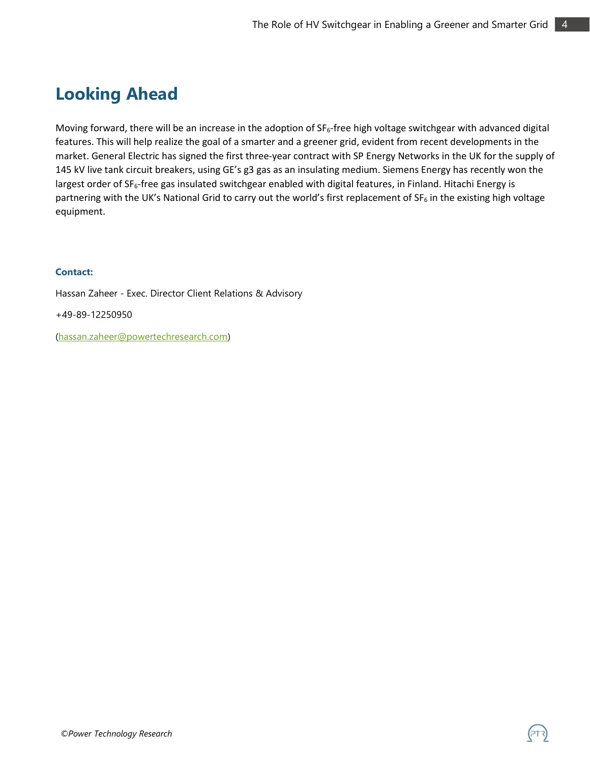## Looking Ahead

Moving forward, there will be an increase in the adoption of $SF_6$-free high voltage switchgear with advanced digital features. This will help realize the goal of a smarter and a greener grid, evident from recent developments in the market. General Electric has signed the first three-year contract with SP Energy Networks in the UK for the supply of 145 kV live tank circuit breakers, using GE's g3 gas as an insulating medium. Siemens Energy has recently won the largest order of $SF_6$-free gas insulated switchgear enabled with digital features, in Finland. Hitachi Energy is partnering with the UK's National Grid to carry out the world's first replacement of $SF_6$ in the existing high voltage equipment.

**Contact:**

Hassan Zaheer - Exec. Director Client Relations & Advisory

+49-89-12250950

(hassan.zaheer@powertechresearch.com)